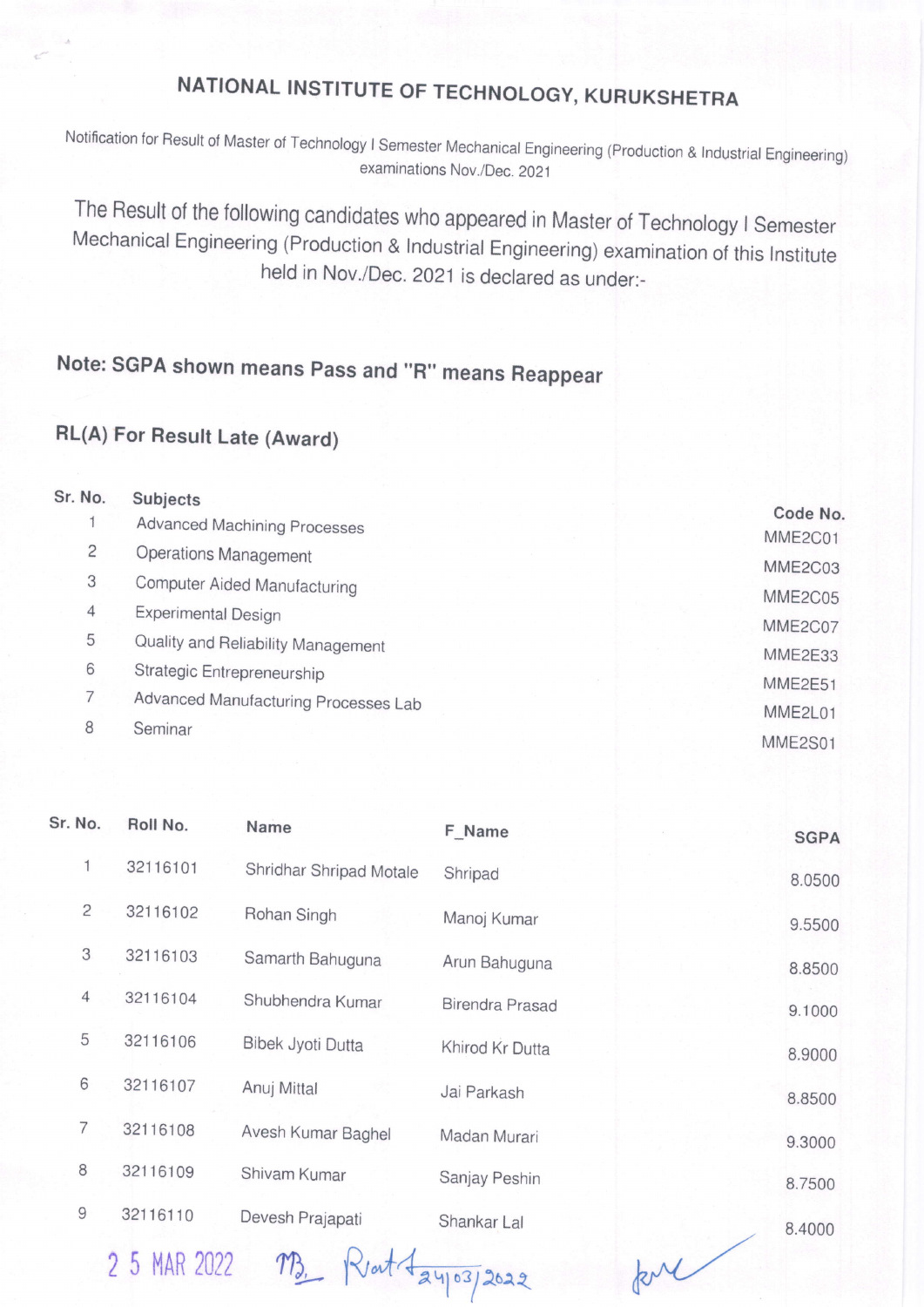# NATIONAL INSTITUTE OF TECHNOLOGY, KURUKSHETRA

Notification for Result of Master of Technology I Semester Mechanical Engineering (Production & Industrial Engineering) examinations Nov./Dec. 2021

The Result of the following candidates who appeared in Master of Technology I Semester Mechanical Engineering (Production & Industrial Engineering) examination of this Institute held in Nov./Dec. 2021 is declared as under:-

**Note: SGPA shown means Pass and "R" means Reappear**

**RL(A) For Result Late (Award)**

| Sr. No. | Subjects | Code No. |
|---|---|---|
| 1 | Advanced Machining Processes | MME2C01 |
| 2 | Operations Management | MME2C03 |
| 3 | Computer Aided Manufacturing | MME2C05 |
| 4 | Experimental Design | MME2C07 |
| 5 | Quality and Reliability Management | MME2E33 |
| 6 | Strategic Entrepreneurship | MME2E51 |
| 7 | Advanced Manufacturing Processes Lab | MME2L01 |
| 8 | Seminar | MME2S01 |

| Sr. No. | Roll No. | Name | F_Name | SGPA |
|---|---|---|---|---|
| 1 | 32116101 | Shridhar Shripad Motale | Shripad | 8.0500 |
| 2 | 32116102 | Rohan Singh | Manoj Kumar | 9.5500 |
| 3 | 32116103 | Samarth Bahuguna | Arun Bahuguna | 8.8500 |
| 4 | 32116104 | Shubhendra Kumar | Birendra Prasad | 9.1000 |
| 5 | 32116106 | Bibek Jyoti Dutta | Khirod Kr Dutta | 8.9000 |
| 6 | 32116107 | Anuj Mittal | Jai Parkash | 8.8500 |
| 7 | 32116108 | Avesh Kumar Baghel | Madan Murari | 9.3000 |
| 8 | 32116109 | Shivam Kumar | Sanjay Peshin | 8.7500 |
| 9 | 32116110 | Devesh Prajapati | Shankar Lal | 8.4000 |

25 MAR 2022 24/03/2022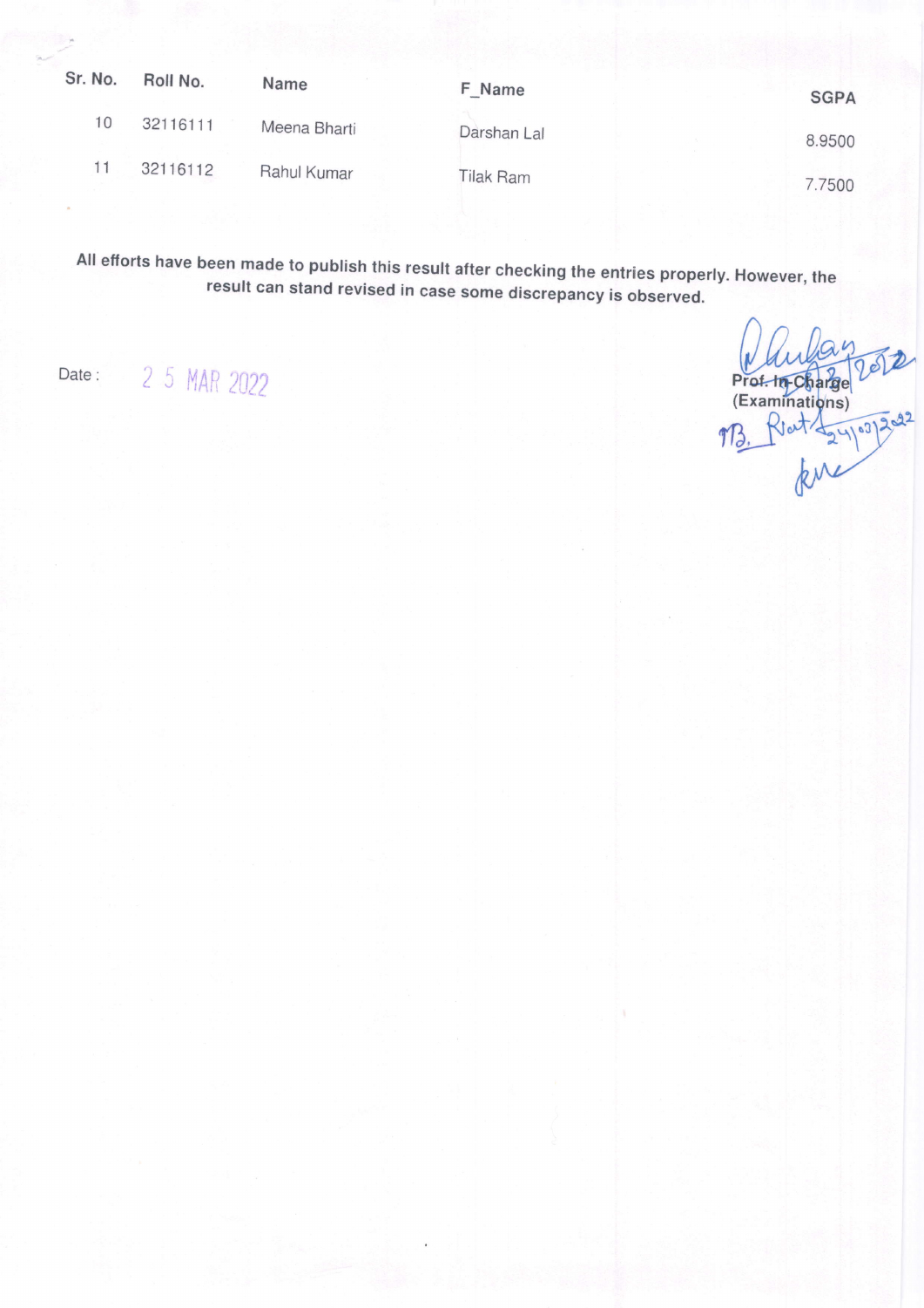| Sr. No. | Roll No. | Name | F_Name | SGPA |
|---|---|---|---|---|
| 10 | 32116111 | Meena Bharti | Darshan Lal | 8.9500 |
| 11 | 32116112 | Rahul Kumar | Tilak Ram | 7.7500 |

**All efforts have been made to publish this result after checking the entries properly. However, the result can stand revised in case some discrepancy is observed.**

Date : 2 5 MAR 2022

**Prof. In-Charge**
**(Examinations)**